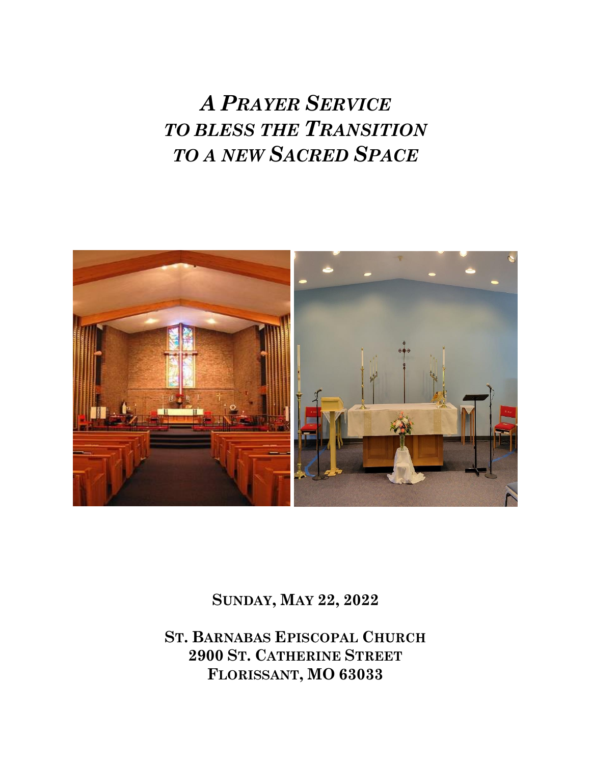# *A Prayer Service to bless the Transition to a new Sacred Space*

**Sunday, May 22, 2022**

**St. Barnabas Episcopal Church**
**2900 St. Catherine Street**
**Florissant, MO 63033**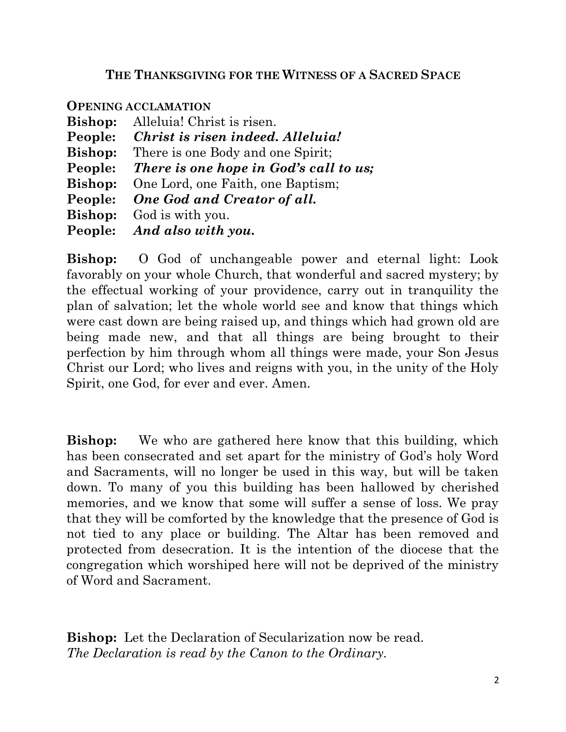## The Thanksgiving for the Witness of a Sacred Space

**Opening acclamation**

**Bishop:** Alleluia! Christ is risen.
**People:** ***Christ is risen indeed. Alleluia!***
**Bishop:** There is one Body and one Spirit;
**People:** ***There is one hope in God's call to us;***
**Bishop:** One Lord, one Faith, one Baptism;
**People:** ***One God and Creator of all.***
**Bishop:** God is with you.
**People:** ***And also with you.***

**Bishop:** O God of unchangeable power and eternal light: Look favorably on your whole Church, that wonderful and sacred mystery; by the effectual working of your providence, carry out in tranquility the plan of salvation; let the whole world see and know that things which were cast down are being raised up, and things which had grown old are being made new, and that all things are being brought to their perfection by him through whom all things were made, your Son Jesus Christ our Lord; who lives and reigns with you, in the unity of the Holy Spirit, one God, for ever and ever. Amen.

**Bishop:** We who are gathered here know that this building, which has been consecrated and set apart for the ministry of God's holy Word and Sacraments, will no longer be used in this way, but will be taken down. To many of you this building has been hallowed by cherished memories, and we know that some will suffer a sense of loss. We pray that they will be comforted by the knowledge that the presence of God is not tied to any place or building. The Altar has been removed and protected from desecration. It is the intention of the diocese that the congregation which worshiped here will not be deprived of the ministry of Word and Sacrament.

**Bishop:** Let the Declaration of Secularization now be read.
*The Declaration is read by the Canon to the Ordinary.*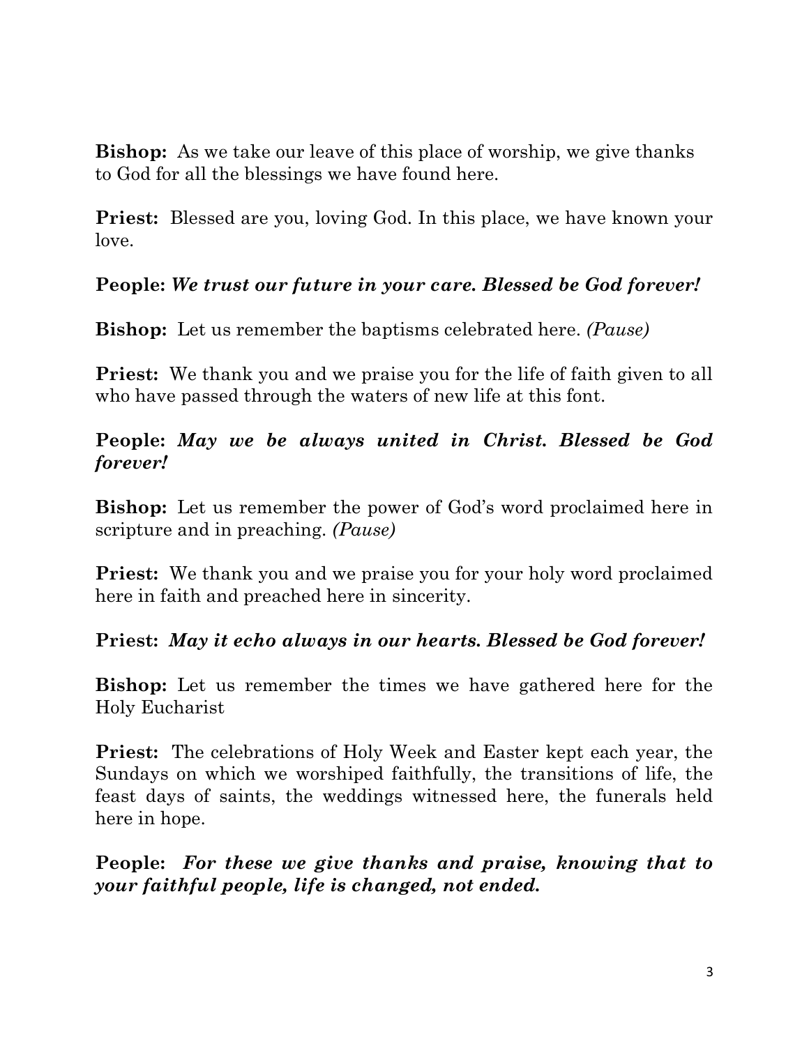**Bishop:** As we take our leave of this place of worship, we give thanks to God for all the blessings we have found here.

**Priest:** Blessed are you, loving God. In this place, we have known your love.

**People:** ***We trust our future in your care. Blessed be God forever!***

**Bishop:** Let us remember the baptisms celebrated here. *(Pause)*

**Priest:** We thank you and we praise you for the life of faith given to all who have passed through the waters of new life at this font.

**People:** ***May we be always united in Christ. Blessed be God forever!***

**Bishop:** Let us remember the power of God's word proclaimed here in scripture and in preaching. *(Pause)*

**Priest:** We thank you and we praise you for your holy word proclaimed here in faith and preached here in sincerity.

**Priest:** ***May it echo always in our hearts. Blessed be God forever!***

**Bishop:** Let us remember the times we have gathered here for the Holy Eucharist

**Priest:** The celebrations of Holy Week and Easter kept each year, the Sundays on which we worshiped faithfully, the transitions of life, the feast days of saints, the weddings witnessed here, the funerals held here in hope.

**People:** ***For these we give thanks and praise, knowing that to your faithful people, life is changed, not ended.***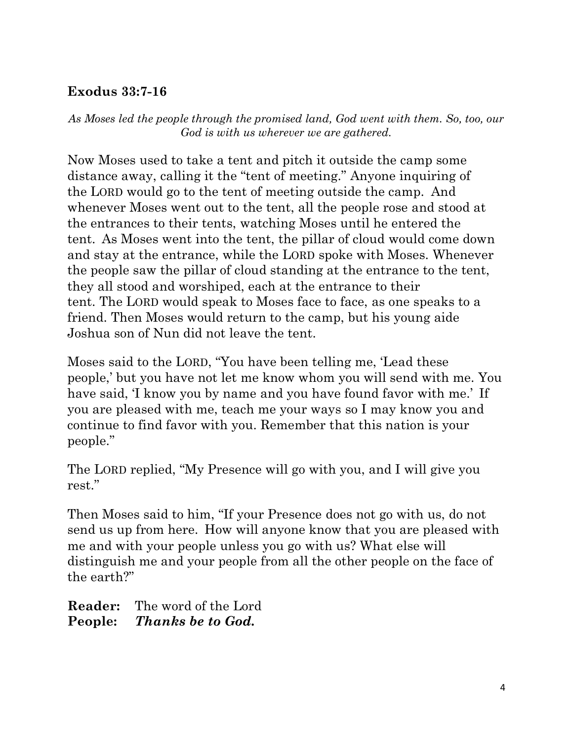**Exodus 33:7-16**

*As Moses led the people through the promised land, God went with them. So, too, our God is with us wherever we are gathered.*

Now Moses used to take a tent and pitch it outside the camp some distance away, calling it the "tent of meeting." Anyone inquiring of the LORD would go to the tent of meeting outside the camp. And whenever Moses went out to the tent, all the people rose and stood at the entrances to their tents, watching Moses until he entered the tent. As Moses went into the tent, the pillar of cloud would come down and stay at the entrance, while the LORD spoke with Moses. Whenever the people saw the pillar of cloud standing at the entrance to the tent, they all stood and worshiped, each at the entrance to their tent. The LORD would speak to Moses face to face, as one speaks to a friend. Then Moses would return to the camp, but his young aide Joshua son of Nun did not leave the tent.

Moses said to the LORD, "You have been telling me, 'Lead these people,' but you have not let me know whom you will send with me. You have said, 'I know you by name and you have found favor with me.' If you are pleased with me, teach me your ways so I may know you and continue to find favor with you. Remember that this nation is your people."

The LORD replied, "My Presence will go with you, and I will give you rest."

Then Moses said to him, "If your Presence does not go with us, do not send us up from here. How will anyone know that you are pleased with me and with your people unless you go with us? What else will distinguish me and your people from all the other people on the face of the earth?"

**Reader:** The word of the Lord
**People:** ***Thanks be to God.***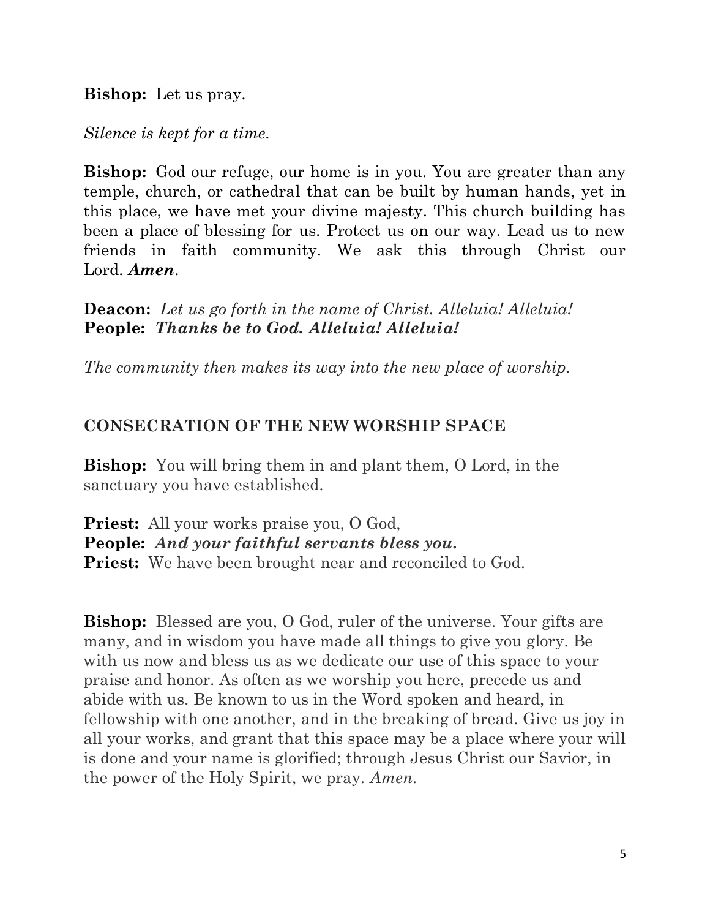**Bishop:** Let us pray.

*Silence is kept for a time.*

**Bishop:** God our refuge, our home is in you. You are greater than any temple, church, or cathedral that can be built by human hands, yet in this place, we have met your divine majesty. This church building has been a place of blessing for us. Protect us on our way. Lead us to new friends in faith community. We ask this through Christ our Lord. ***Amen***.

**Deacon:** *Let us go forth in the name of Christ. Alleluia! Alleluia!*
**People:** ***Thanks be to God. Alleluia! Alleluia!***

*The community then makes its way into the new place of worship.*

## CONSECRATION OF THE NEW WORSHIP SPACE

**Bishop:** You will bring them in and plant them, O Lord, in the sanctuary you have established.

**Priest:** All your works praise you, O God,
**People:** ***And your faithful servants bless you.***
**Priest:** We have been brought near and reconciled to God.

**Bishop:** Blessed are you, O God, ruler of the universe. Your gifts are many, and in wisdom you have made all things to give you glory. Be with us now and bless us as we dedicate our use of this space to your praise and honor. As often as we worship you here, precede us and abide with us. Be known to us in the Word spoken and heard, in fellowship with one another, and in the breaking of bread. Give us joy in all your works, and grant that this space may be a place where your will is done and your name is glorified; through Jesus Christ our Savior, in the power of the Holy Spirit, we pray. *Amen.*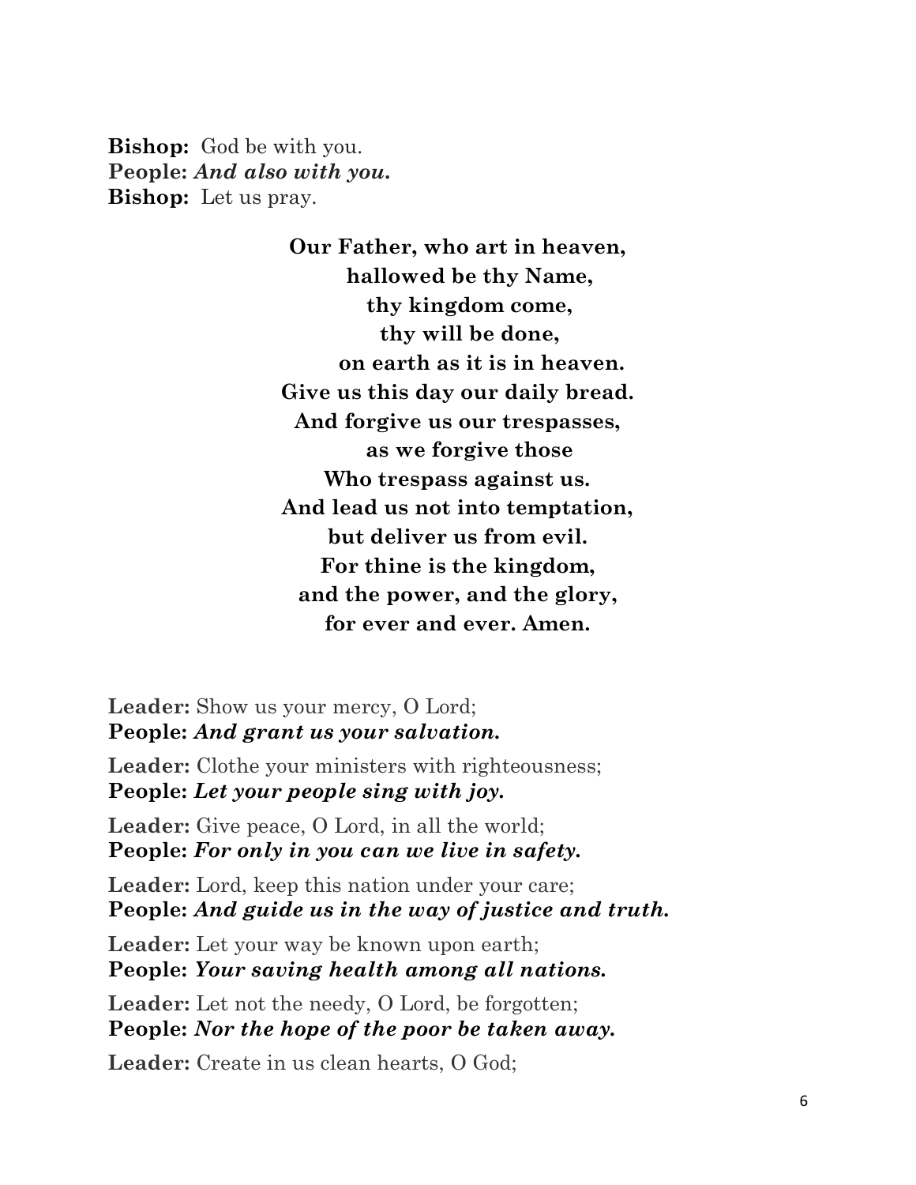**Bishop:** God be with you.
**People:** ***And also with you.***
**Bishop:** Let us pray.

**Our Father, who art in heaven,**
**hallowed be thy Name,**
**thy kingdom come,**
**thy will be done,**
**on earth as it is in heaven.**
**Give us this day our daily bread.**
**And forgive us our trespasses,**
**as we forgive those**
**Who trespass against us.**
**And lead us not into temptation,**
**but deliver us from evil.**
**For thine is the kingdom,**
**and the power, and the glory,**
**for ever and ever. Amen.**

**Leader:** Show us your mercy, O Lord;
**People:** ***And grant us your salvation.***

**Leader:** Clothe your ministers with righteousness;
**People:** ***Let your people sing with joy.***

**Leader:** Give peace, O Lord, in all the world;
**People:** ***For only in you can we live in safety.***

**Leader:** Lord, keep this nation under your care;
**People:** ***And guide us in the way of justice and truth.***

**Leader:** Let your way be known upon earth;
**People:** ***Your saving health among all nations.***

**Leader:** Let not the needy, O Lord, be forgotten;
**People:** ***Nor the hope of the poor be taken away.***

**Leader:** Create in us clean hearts, O God;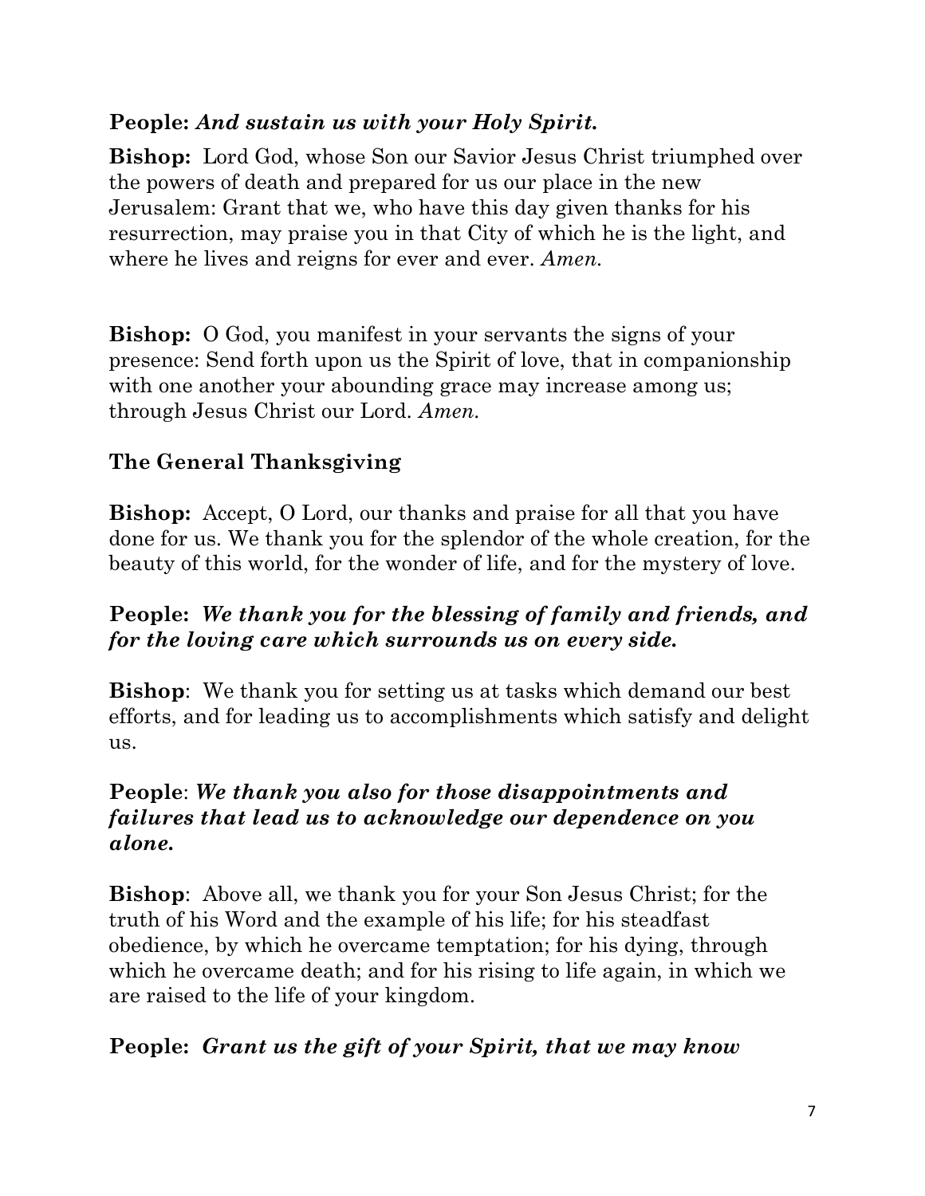**People:** ***And sustain us with your Holy Spirit.***

**Bishop:** Lord God, whose Son our Savior Jesus Christ triumphed over the powers of death and prepared for us our place in the new Jerusalem: Grant that we, who have this day given thanks for his resurrection, may praise you in that City of which he is the light, and where he lives and reigns for ever and ever. *Amen.*

**Bishop:** O God, you manifest in your servants the signs of your presence: Send forth upon us the Spirit of love, that in companionship with one another your abounding grace may increase among us; through Jesus Christ our Lord. *Amen.*

**The General Thanksgiving**

**Bishop:** Accept, O Lord, our thanks and praise for all that you have done for us. We thank you for the splendor of the whole creation, for the beauty of this world, for the wonder of life, and for the mystery of love.

**People:** ***We thank you for the blessing of family and friends, and for the loving care which surrounds us on every side.***

**Bishop**: We thank you for setting us at tasks which demand our best efforts, and for leading us to accomplishments which satisfy and delight us.

**People**: ***We thank you also for those disappointments and failures that lead us to acknowledge our dependence on you alone.***

**Bishop**: Above all, we thank you for your Son Jesus Christ; for the truth of his Word and the example of his life; for his steadfast obedience, by which he overcame temptation; for his dying, through which he overcame death; and for his rising to life again, in which we are raised to the life of your kingdom.

**People:** ***Grant us the gift of your Spirit, that we may know***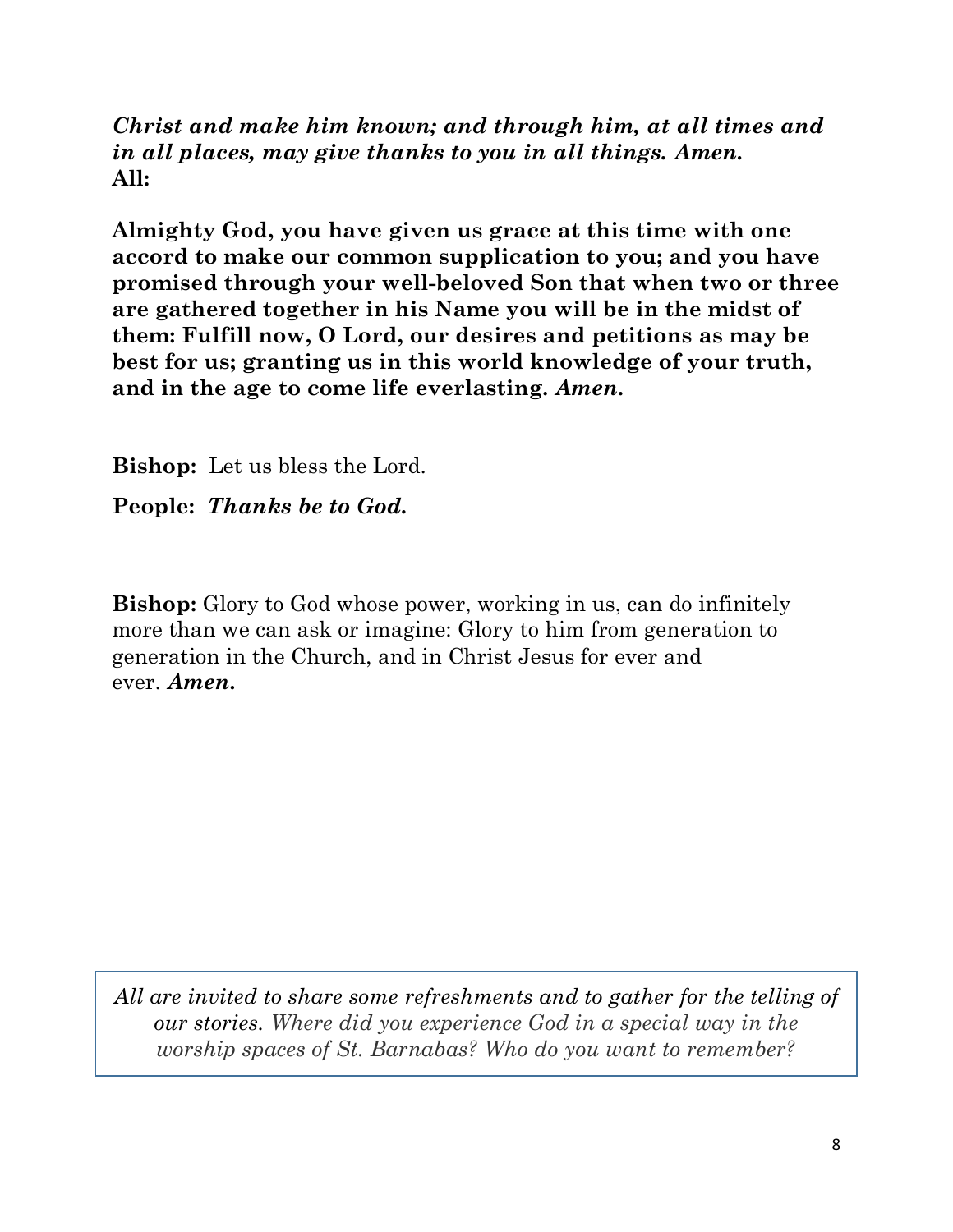***Christ and make him known; and through him, at all times and in all places, may give thanks to you in all things. Amen.***
**All:**

**Almighty God, you have given us grace at this time with one accord to make our common supplication to you; and you have promised through your well-beloved Son that when two or three are gathered together in his Name you will be in the midst of them: Fulfill now, O Lord, our desires and petitions as may be best for us; granting us in this world knowledge of your truth, and in the age to come life everlasting. *Amen.***

**Bishop:** Let us bless the Lord.

**People:** ***Thanks be to God.***

**Bishop:** Glory to God whose power, working in us, can do infinitely more than we can ask or imagine: Glory to him from generation to generation in the Church, and in Christ Jesus for ever and ever. ***Amen.***

*All are invited to share some refreshments and to gather for the telling of our stories. Where did you experience God in a special way in the worship spaces of St. Barnabas? Who do you want to remember?*